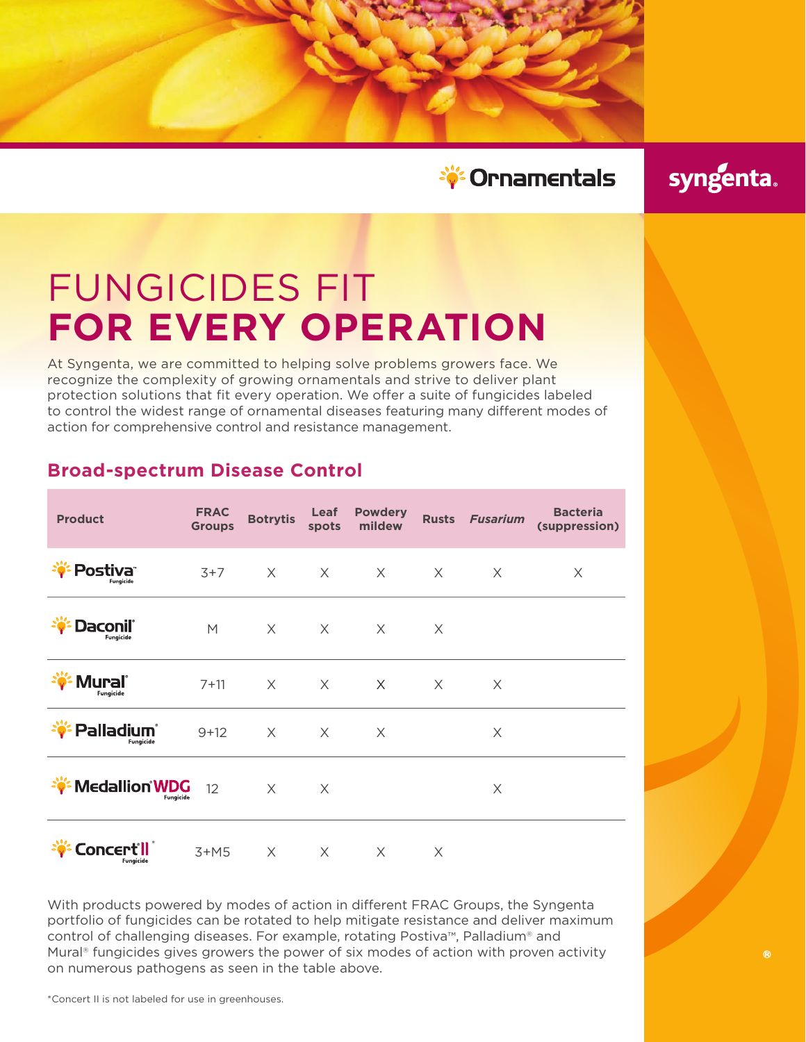Ornamentals

syngenta

# FUNGICIDES FIT **FOR EVERY OPERATION**

At Syngenta, we are committed to helping solve problems growers face. We recognize the complexity of growing ornamentals and strive to deliver plant protection solutions that fit every operation. We offer a suite of fungicides labeled to control the widest range of ornamental diseases featuring many different modes of action for comprehensive control and resistance management.

## Broad-spectrum Disease Control

| Product | FRAC Groups | Botrytis | Leaf spots | Powdery mildew | Rusts | *Fusarium* | Bacteria (suppression) |
|---|---|---|---|---|---|---|---|
| Postiva™ Fungicide | 3+7 | X | X | X | X | X | X |
| Daconil® Fungicide | M | X | X | X | X | | |
| Mural® Fungicide | 7+11 | X | X | X | X | X | |
| Palladium® Fungicide | 9+12 | X | X | X | | X | |
| Medallion® WDG Fungicide | 12 | X | X | | | X | |
| Concert® II* Fungicide | 3+M5 | X | X | X | X | | |

With products powered by modes of action in different FRAC Groups, the Syngenta portfolio of fungicides can be rotated to help mitigate resistance and deliver maximum control of challenging diseases. For example, rotating Postiva™, Palladium® and Mural® fungicides gives growers the power of six modes of action with proven activity on numerous pathogens as seen in the table above.

*Concert II is not labeled for use in greenhouses.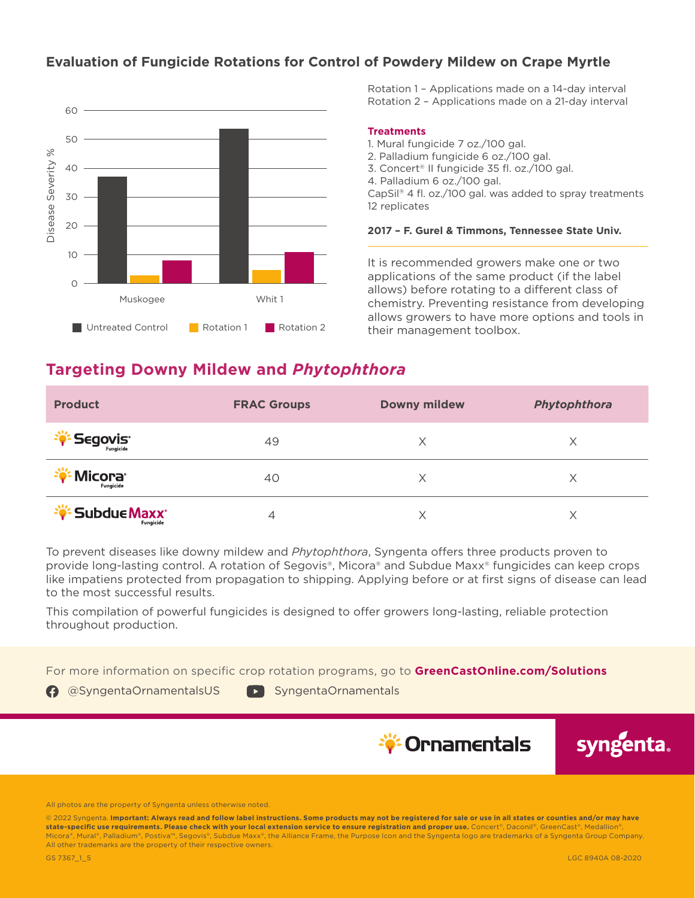## Evaluation of Fungicide Rotations for Control of Powdery Mildew on Crape Myrtle

Disease Severity %

60
50
40
30
20
10
0

Muskogee
Whit 1

Untreated Control
Rotation 1
Rotation 2

Rotation 1 – Applications made on a 14-day interval
Rotation 2 – Applications made on a 21-day interval

**Treatments**

1. Mural fungicide 7 oz./100 gal.
2. Palladium fungicide 6 oz./100 gal.
3. Concert® II fungicide 35 fl. oz./100 gal.
4. Palladium 6 oz./100 gal.

CapSil® 4 fl. oz./100 gal. was added to spray treatments
12 replicates

**2017 – F. Gurel & Timmons, Tennessee State Univ.**

It is recommended growers make one or two applications of the same product (if the label allows) before rotating to a different class of chemistry. Preventing resistance from developing allows growers to have more options and tools in their management toolbox.

## Targeting Downy Mildew and *Phytophthora*

| Product | FRAC Groups | Downy mildew | *Phytophthora* |
|---|---|---|---|
| Segovis® Fungicide | 49 | X | X |
| Micora® Fungicide | 40 | X | X |
| Subdue Maxx® Fungicide | 4 | X | X |

To prevent diseases like downy mildew and *Phytophthora*, Syngenta offers three products proven to provide long-lasting control. A rotation of Segovis®, Micora® and Subdue Maxx® fungicides can keep crops like impatiens protected from propagation to shipping. Applying before or at first signs of disease can lead to the most successful results.

This compilation of powerful fungicides is designed to offer growers long-lasting, reliable protection throughout production.

For more information on specific crop rotation programs, go to **GreenCastOnline.com/Solutions**

@SyngentaOrnamentalsUS SyngentaOrnamentals

Ornamentals syngenta.

All photos are the property of Syngenta unless otherwise noted.

© 2022 Syngenta. **Important: Always read and follow label instructions. Some products may not be registered for sale or use in all states or counties and/or may have state-specific use requirements. Please check with your local extension service to ensure registration and proper use.** Concert®, Daconil®, GreenCast®, Medallion®, Micora®, Mural®, Palladium®, Postiva™, Segovis®, Subdue Maxx®, the Alliance Frame, the Purpose Icon and the Syngenta logo are trademarks of a Syngenta Group Company. All other trademarks are the property of their respective owners.

GS 7367_1_5 LGC 8940A 08-2020